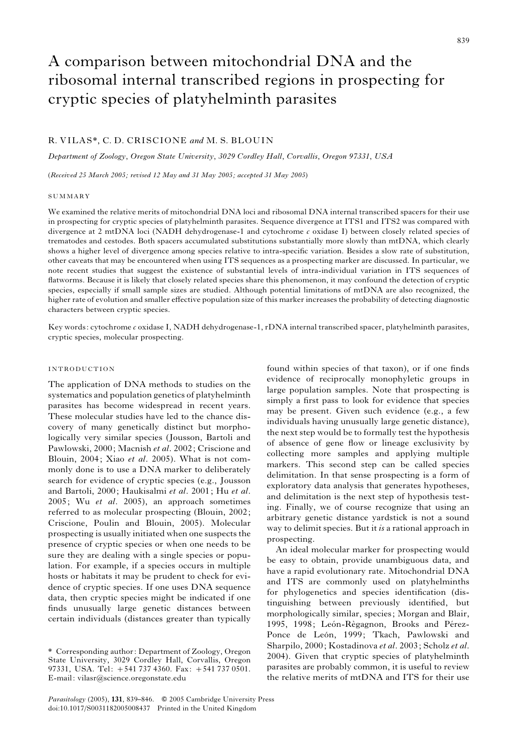# A comparison between mitochondrial DNA and the ribosomal internal transcribed regions in prospecting for cryptic species of platyhelminth parasites

R. VILAS*, C. D. CRISCIONE *and* M. S. BLOUIN

*Department of Zoology, Oregon State University, 3029 Cordley Hall, Corvallis, Oregon 97331, USA*

(*Received 25 March 2005; revised 12 May and 31 May 2005; accepted 31 May 2005*)

## SUMMARY

We examined the relative merits of mitochondrial DNA loci and ribosomal DNA internal transcribed spacers for their use in prospecting for cryptic species of platyhelminth parasites. Sequence divergence at ITS1 and ITS2 was compared with divergence at 2 mtDNA loci (NADH dehydrogenase-1 and cytochrome *c* oxidase I) between closely related species of trematodes and cestodes. Both spacers accumulated substitutions substantially more slowly than mtDNA, which clearly shows a higher level of divergence among species relative to intra-specific variation. Besides a slow rate of substitution, other caveats that may be encountered when using ITS sequences as a prospecting marker are discussed. In particular, we note recent studies that suggest the existence of substantial levels of intra-individual variation in ITS sequences of flatworms. Because it is likely that closely related species share this phenomenon, it may confound the detection of cryptic species, especially if small sample sizes are studied. Although potential limitations of mtDNA are also recognized, the higher rate of evolution and smaller effective population size of this marker increases the probability of detecting diagnostic characters between cryptic species.

Key words: cytochrome *c* oxidase I, NADH dehydrogenase-1, rDNA internal transcribed spacer, platyhelminth parasites, cryptic species, molecular prospecting.

## INTRODUCTION

The application of DNA methods to studies on the systematics and population genetics of platyhelminth parasites has become widespread in recent years. These molecular studies have led to the chance discovery of many genetically distinct but morphologically very similar species (Jousson, Bartoli and Pawlowski, 2000; Macnish *et al*. 2002; Criscione and Blouin, 2004; Xiao *et al*. 2005). What is not commonly done is to use a DNA marker to deliberately search for evidence of cryptic species (e.g., Jousson and Bartoli, 2000; Haukisalmi *et al*. 2001; Hu *et al*. 2005; Wu *et al*. 2005), an approach sometimes referred to as molecular prospecting (Blouin, 2002; Criscione, Poulin and Blouin, 2005). Molecular prospecting is usually initiated when one suspects the presence of cryptic species or when one needs to be sure they are dealing with a single species or population. For example, if a species occurs in multiple hosts or habitats it may be prudent to check for evidence of cryptic species. If one uses DNA sequence data, then cryptic species might be indicated if one finds unusually large genetic distances between certain individuals (distances greater than typically found within species of that taxon), or if one finds evidence of reciprocally monophyletic groups in large population samples. Note that prospecting is simply a first pass to look for evidence that species may be present. Given such evidence (e.g., a few individuals having unusually large genetic distance), the next step would be to formally test the hypothesis of absence of gene flow or lineage exclusivity by collecting more samples and applying multiple markers. This second step can be called species delimitation. In that sense prospecting is a form of exploratory data analysis that generates hypotheses, and delimitation is the next step of hypothesis testing. Finally, we of course recognize that using an arbitrary genetic distance yardstick is not a sound way to delimit species. But it *is* a rational approach in prospecting.

An ideal molecular marker for prospecting would be easy to obtain, provide unambiguous data, and have a rapid evolutionary rate. Mitochondrial DNA and ITS are commonly used on platyhelminths for phylogenetics and species identification (distinguishing between previously identified, but morphologically similar, species; Morgan and Blair, 1995, 1998; León-Règagnon, Brooks and Pérez-Ponce de León, 1999; Tkach, Pawlowski and Sharpilo, 2000; Kostadinova *et al*. 2003; Scholz *et al*. 2004). Given that cryptic species of platyhelminth parasites are probably common, it is useful to review the relative merits of mtDNA and ITS for their use

\* Corresponding author: Department of Zoology, Oregon State University, 3029 Cordley Hall, Corvallis, Oregon 97331, USA. Tel: +541 737 4360. Fax: +541 737 0501. E-mail: vilasr@science.oregonstate.edu

*Parasitology* (2005), **131**, 839–846. © 2005 Cambridge University Press
doi:10.1017/S0031182005008437 Printed in the United Kingdom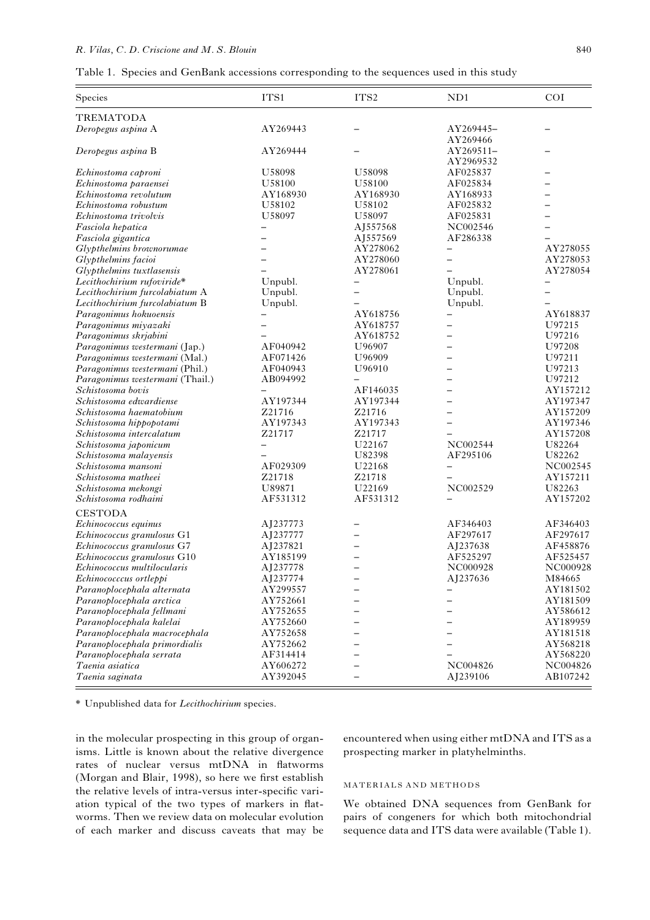Table 1. Species and GenBank accessions corresponding to the sequences used in this study

| Species | ITS1 | ITS2 | ND1 | COI |
|---|---|---|---|---|
| TREMATODA | | | | |
| *Deropegus aspina* A | AY269443 | – | AY269445–AY269466 | – |
| *Deropegus aspina* B | AY269444 | – | AY269511–AY2969532 | – |
| *Echinostoma caproni* | U58098 | U58098 | AF025837 | – |
| *Echinostoma paraensei* | U58100 | U58100 | AF025834 | – |
| *Echinostoma revolutum* | AY168930 | AY168930 | AY168933 | – |
| *Echinostoma robustum* | U58102 | U58102 | AF025832 | – |
| *Echinostoma trivolvis* | U58097 | U58097 | AF025831 | – |
| *Fasciola hepatica* | – | AJ557568 | NC002546 | – |
| *Fasciola gigantica* | – | AJ557569 | AF286338 | – |
| *Glypthelmins brownorumae* | – | AY278062 | – | AY278055 |
| *Glypthelmins facioi* | – | AY278060 | – | AY278053 |
| *Glypthelmins tuxtlasensis* | – | AY278061 | – | AY278054 |
| *Lecithochirium rufoviride** | Unpubl. | – | Unpubl. | – |
| *Lecithochirium furcolabiatum* A | Unpubl. | – | Unpubl. | – |
| *Lecithochirium furcolabiatum* B | Unpubl. | – | Unpubl. | – |
| *Paragonimus hokuoensis* | – | AY618756 | – | AY618837 |
| *Paragonimus miyazaki* | – | AY618757 | – | U97215 |
| *Paragonimus skrjabini* | – | AY618752 | – | U97216 |
| *Paragonimus westermani* (Jap.) | AF040942 | U96907 | – | U97208 |
| *Paragonimus westermani* (Mal.) | AF071426 | U96909 | – | U97211 |
| *Paragonimus westermani* (Phil.) | AF040943 | U96910 | – | U97213 |
| *Paragonimus westermani* (Thail.) | AB094992 | – | – | U97212 |
| *Schistosoma bovis* | – | AF146035 | – | AY157212 |
| *Schistosoma edwardiense* | AY197344 | AY197344 | – | AY197347 |
| *Schistosoma haematobium* | Z21716 | Z21716 | – | AY157209 |
| *Schistosoma hippopotami* | AY197343 | AY197343 | – | AY197346 |
| *Schistosoma intercalatum* | Z21717 | Z21717 | – | AY157208 |
| *Schistosoma japonicum* | – | U22167 | NC002544 | U82264 |
| *Schistosoma malayensis* | – | U82398 | AF295106 | U82262 |
| *Schistosoma mansoni* | AF029309 | U22168 | – | NC002545 |
| *Schistosoma matheei* | Z21718 | Z21718 | – | AY157211 |
| *Schistosoma mekongi* | U89871 | U22169 | NC002529 | U82263 |
| *Schistosoma rodhaini* | AF531312 | AF531312 | – | AY157202 |
| CESTODA | | | | |
| *Echinococcus equinus* | AJ237773 | – | AF346403 | AF346403 |
| *Echinococcus granulosus* G1 | AJ237777 | – | AF297617 | AF297617 |
| *Echinococcus granulosus* G7 | AJ237821 | – | AJ237638 | AF458876 |
| *Echinococcus granulosus* G10 | AY185199 | – | AF525297 | AF525457 |
| *Echinococcus multilocularis* | AJ237778 | – | NC000928 | NC000928 |
| *Echinococccus ortleppi* | AJ237774 | – | AJ237636 | M84665 |
| *Paranoplocephala alternata* | AY299557 | – | – | AY181502 |
| *Paranoplocephala arctica* | AY752661 | – | – | AY181509 |
| *Paranoplocephala fellmani* | AY752655 | – | – | AY586612 |
| *Paranoplocephala kalelai* | AY752660 | – | – | AY189959 |
| *Paranoplocephala macrocephala* | AY752658 | – | – | AY181518 |
| *Paranoplocephala primordialis* | AY752662 | – | – | AY568218 |
| *Paranoplocephala serrata* | AF314414 | – | – | AY568220 |
| *Taenia asiatica* | AY606272 | – | NC004826 | NC004826 |
| *Taenia saginata* | AY392045 | – | AJ239106 | AB107242 |

\* Unpublished data for *Lecithochirium* species.

in the molecular prospecting in this group of organisms. Little is known about the relative divergence rates of nuclear versus mtDNA in flatworms (Morgan and Blair, 1998), so here we first establish the relative levels of intra-versus inter-specific variation typical of the two types of markers in flatworms. Then we review data on molecular evolution of each marker and discuss caveats that may be encountered when using either mtDNA and ITS as a prospecting marker in platyhelminths.

## MATERIALS AND METHODS

We obtained DNA sequences from GenBank for pairs of congeners for which both mitochondrial sequence data and ITS data were available (Table 1).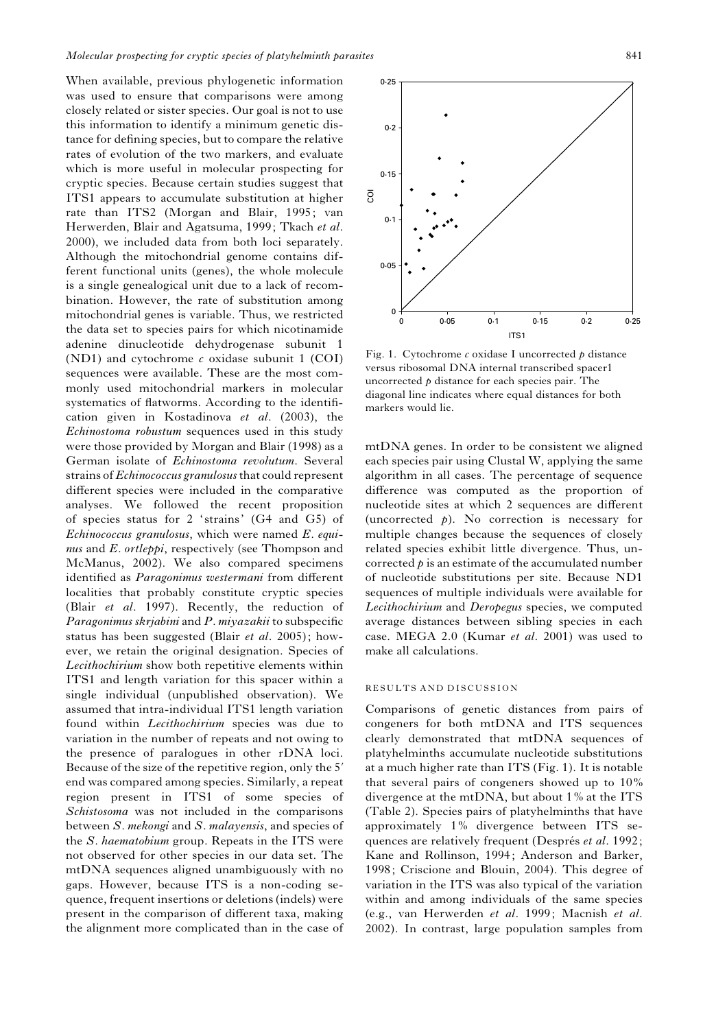When available, previous phylogenetic information was used to ensure that comparisons were among closely related or sister species. Our goal is not to use this information to identify a minimum genetic distance for defining species, but to compare the relative rates of evolution of the two markers, and evaluate which is more useful in molecular prospecting for cryptic species. Because certain studies suggest that ITS1 appears to accumulate substitution at higher rate than ITS2 (Morgan and Blair, 1995; van Herwerden, Blair and Agatsuma, 1999; Tkach *et al*. 2000), we included data from both loci separately. Although the mitochondrial genome contains different functional units (genes), the whole molecule is a single genealogical unit due to a lack of recombination. However, the rate of substitution among mitochondrial genes is variable. Thus, we restricted the data set to species pairs for which nicotinamide adenine dinucleotide dehydrogenase subunit 1 (ND1) and cytochrome *c* oxidase subunit 1 (COI) sequences were available. These are the most commonly used mitochondrial markers in molecular systematics of flatworms. According to the identification given in Kostadinova *et al*. (2003), the *Echinostoma robustum* sequences used in this study were those provided by Morgan and Blair (1998) as a German isolate of *Echinostoma revolutum*. Several strains of *Echinococcus granulosus* that could represent different species were included in the comparative analyses. We followed the recent proposition of species status for 2 'strains' (G4 and G5) of *Echinococcus granulosus*, which were named *E. equinus* and *E. ortleppi*, respectively (see Thompson and McManus, 2002). We also compared specimens identified as *Paragonimus westermani* from different localities that probably constitute cryptic species (Blair *et al*. 1997). Recently, the reduction of *Paragonimus skrjabini* and *P. miyazakii* to subspecific status has been suggested (Blair *et al*. 2005); however, we retain the original designation. Species of *Lecithochirium* show both repetitive elements within ITS1 and length variation for this spacer within a single individual (unpublished observation). We assumed that intra-individual ITS1 length variation found within *Lecithochirium* species was due to variation in the number of repeats and not owing to the presence of paralogues in other rDNA loci. Because of the size of the repetitive region, only the 5′ end was compared among species. Similarly, a repeat region present in ITS1 of some species of *Schistosoma* was not included in the comparisons between *S. mekongi* and *S. malayensis*, and species of the *S. haematobium* group. Repeats in the ITS were not observed for other species in our data set. The mtDNA sequences aligned unambiguously with no gaps. However, because ITS is a non-coding sequence, frequent insertions or deletions (indels) were present in the comparison of different taxa, making the alignment more complicated than in the case of mtDNA genes. In order to be consistent we aligned each species pair using Clustal W, applying the same algorithm in all cases. The percentage of sequence difference was computed as the proportion of nucleotide sites at which 2 sequences are different (uncorrected *p*). No correction is necessary for multiple changes because the sequences of closely related species exhibit little divergence. Thus, uncorrected *p* is an estimate of the accumulated number of nucleotide substitutions per site. Because ND1 sequences of multiple individuals were available for *Lecithochirium* and *Deropegus* species, we computed average distances between sibling species in each case. MEGA 2.0 (Kumar *et al*. 2001) was used to make all calculations.

Fig. 1. Cytochrome *c* oxidase I uncorrected *p* distance versus ribosomal DNA internal transcribed spacer1 uncorrected *p* distance for each species pair. The diagonal line indicates where equal distances for both markers would lie.

## RESULTS AND DISCUSSION

Comparisons of genetic distances from pairs of congeners for both mtDNA and ITS sequences clearly demonstrated that mtDNA sequences of platyhelminths accumulate nucleotide substitutions at a much higher rate than ITS (Fig. 1). It is notable that several pairs of congeners showed up to 10% divergence at the mtDNA, but about 1% at the ITS (Table 2). Species pairs of platyhelminths that have approximately 1% divergence between ITS sequences are relatively frequent (Després *et al*. 1992; Kane and Rollinson, 1994; Anderson and Barker, 1998; Criscione and Blouin, 2004). This degree of variation in the ITS was also typical of the variation within and among individuals of the same species (e.g., van Herwerden *et al*. 1999; Macnish *et al*. 2002). In contrast, large population samples from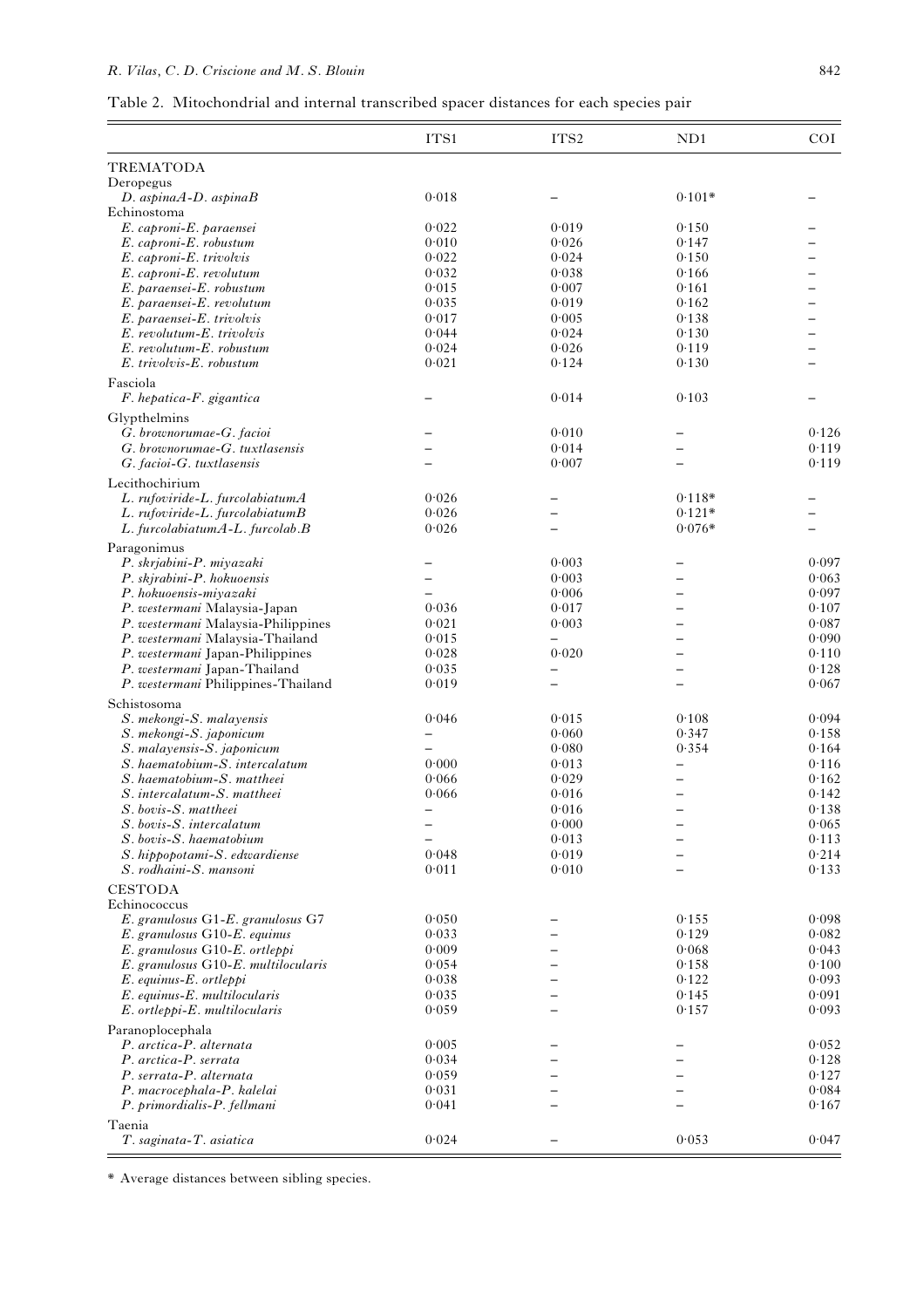Table 2. Mitochondrial and internal transcribed spacer distances for each species pair

| | ITS1 | ITS2 | ND1 | COI |
|---|---|---|---|---|
| TREMATODA | | | | |
| Deropegus | | | | |
| *D. aspinaA-D. aspinaB* | 0·018 | – | 0·101* | – |
| Echinostoma | | | | |
| *E. caproni-E. paraensei* | 0·022 | 0·019 | 0·150 | – |
| *E. caproni-E. robustum* | 0·010 | 0·026 | 0·147 | – |
| *E. caproni-E. trivolvis* | 0·022 | 0·024 | 0·150 | – |
| *E. caproni-E. revolutum* | 0·032 | 0·038 | 0·166 | – |
| *E. paraensei-E. robustum* | 0·015 | 0·007 | 0·161 | – |
| *E. paraensei-E. revolutum* | 0·035 | 0·019 | 0·162 | – |
| *E. paraensei-E. trivolvis* | 0·017 | 0·005 | 0·138 | – |
| *E. revolutum-E. trivolvis* | 0·044 | 0·024 | 0·130 | – |
| *E. revolutum-E. robustum* | 0·024 | 0·026 | 0·119 | – |
| *E. trivolvis-E. robustum* | 0·021 | 0·124 | 0·130 | – |
| Fasciola | | | | |
| *F. hepatica-F. gigantica* | – | 0·014 | 0·103 | – |
| Glypthelmins | | | | |
| *G. brownorumae-G. facioi* | – | 0·010 | – | 0·126 |
| *G. brownorumae-G. tuxtlasensis* | – | 0·014 | – | 0·119 |
| *G. facioi-G. tuxtlasensis* | – | 0·007 | – | 0·119 |
| Lecithochirium | | | | |
| *L. rufoviride-L. furcolabiatumA* | 0·026 | – | 0·118* | – |
| *L. rufoviride-L. furcolabiatumB* | 0·026 | – | 0·121* | – |
| *L. furcolabiatumA-L. furcolab.B* | 0·026 | – | 0·076* | – |
| Paragonimus | | | | |
| *P. skrjabini-P. miyazaki* | – | 0·003 | – | 0·097 |
| *P. skjrabini-P. hokuoensis* | – | 0·003 | – | 0·063 |
| *P. hokuoensis-miyazaki* | – | 0·006 | – | 0·097 |
| *P. westermani* Malaysia-Japan | 0·036 | 0·017 | – | 0·107 |
| *P. westermani* Malaysia-Philippines | 0·021 | 0·003 | – | 0·087 |
| *P. westermani* Malaysia-Thailand | 0·015 | – | – | 0·090 |
| *P. westermani* Japan-Philippines | 0·028 | 0·020 | – | 0·110 |
| *P. westermani* Japan-Thailand | 0·035 | – | – | 0·128 |
| *P. westermani* Philippines-Thailand | 0·019 | – | – | 0·067 |
| Schistosoma | | | | |
| *S. mekongi-S. malayensis* | 0·046 | 0·015 | 0·108 | 0·094 |
| *S. mekongi-S. japonicum* | – | 0·060 | 0·347 | 0·158 |
| *S. malayensis-S. japonicum* | – | 0·080 | 0·354 | 0·164 |
| *S. haematobium-S. intercalatum* | 0·000 | 0·013 | – | 0·116 |
| *S. haematobium-S. mattheei* | 0·066 | 0·029 | – | 0·162 |
| *S. intercalatum-S. mattheei* | 0·066 | 0·016 | – | 0·142 |
| *S. bovis-S. mattheei* | – | 0·016 | – | 0·138 |
| *S. bovis-S. intercalatum* | – | 0·000 | – | 0·065 |
| *S. bovis-S. haematobium* | – | 0·013 | – | 0·113 |
| *S. hippopotami-S. edwardiense* | 0·048 | 0·019 | – | 0·214 |
| *S. rodhaini-S. mansoni* | 0·011 | 0·010 | – | 0·133 |
| CESTODA | | | | |
| Echinococcus | | | | |
| *E. granulosus* G1-*E. granulosus* G7 | 0·050 | – | 0·155 | 0·098 |
| *E. granulosus* G10-*E. equinus* | 0·033 | – | 0·129 | 0·082 |
| *E. granulosus* G10-*E. ortleppi* | 0·009 | – | 0·068 | 0·043 |
| *E. granulosus* G10-*E. multilocularis* | 0·054 | – | 0·158 | 0·100 |
| *E. equinus-E. ortleppi* | 0·038 | – | 0·122 | 0·093 |
| *E. equinus-E. multilocularis* | 0·035 | – | 0·145 | 0·091 |
| *E. ortleppi-E. multilocularis* | 0·059 | – | 0·157 | 0·093 |
| Paranoplocephala | | | | |
| *P. arctica-P. alternata* | 0·005 | – | – | 0·052 |
| *P. arctica-P. serrata* | 0·034 | – | – | 0·128 |
| *P. serrata-P. alternata* | 0·059 | – | – | 0·127 |
| *P. macrocephala-P. kalelai* | 0·031 | – | – | 0·084 |
| *P. primordialis-P. fellmani* | 0·041 | – | – | 0·167 |
| Taenia | | | | |
| *T. saginata-T. asiatica* | 0·024 | – | 0·053 | 0·047 |

* Average distances between sibling species.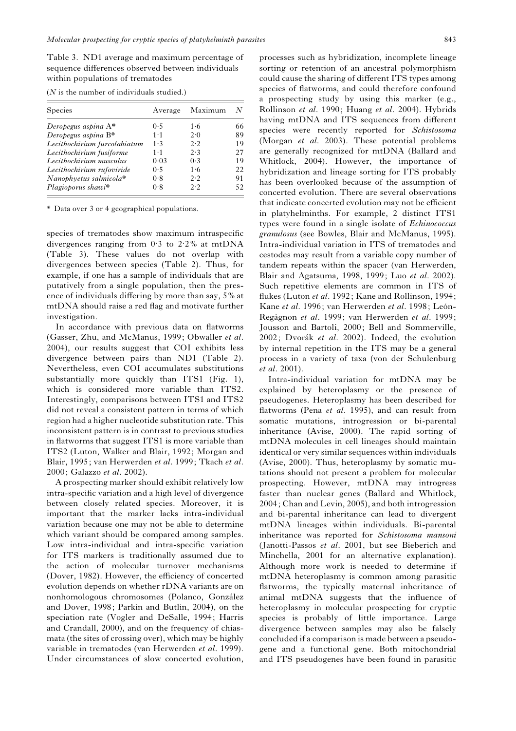Table 3. ND1 average and maximum percentage of sequence differences observed between individuals within populations of trematodes

(*N* is the number of individuals studied.)

| Species | Average | Maximum | *N* |
|---|---|---|---|
| *Deropegus aspina* A* | 0·5 | 1·6 | 66 |
| *Deropegus aspina* B* | 1·1 | 2·0 | 89 |
| *Lecithochirium furcolabiatum* | 1·3 | 2·2 | 19 |
| *Lecithochirium fusiforme* | 1·1 | 2·3 | 27 |
| *Lecithochirium musculus* | 0·03 | 0·3 | 19 |
| *Lecithochirium rufoviride* | 0·5 | 1·6 | 22 |
| *Nanophyetus salmicola** | 0·8 | 2·2 | 91 |
| *Plagioporus shawi** | 0·8 | 2·2 | 52 |

* Data over 3 or 4 geographical populations.

species of trematodes show maximum intraspecific divergences ranging from 0·3 to 2·2% at mtDNA (Table 3). These values do not overlap with divergences between species (Table 2). Thus, for example, if one has a sample of individuals that are putatively from a single population, then the presence of individuals differing by more than say, 5% at mtDNA should raise a red flag and motivate further investigation.

In accordance with previous data on flatworms (Gasser, Zhu, and McManus, 1999; Obwaller *et al*. 2004), our results suggest that COI exhibits less divergence between pairs than ND1 (Table 2). Nevertheless, even COI accumulates substitutions substantially more quickly than ITS1 (Fig. 1), which is considered more variable than ITS2. Interestingly, comparisons between ITS1 and ITS2 did not reveal a consistent pattern in terms of which region had a higher nucleotide substitution rate. This inconsistent pattern is in contrast to previous studies in flatworms that suggest ITS1 is more variable than ITS2 (Luton, Walker and Blair, 1992; Morgan and Blair, 1995; van Herwerden *et al*. 1999; Tkach *et al*. 2000; Galazzo *et al*. 2002).

A prospecting marker should exhibit relatively low intra-specific variation and a high level of divergence between closely related species. Moreover, it is important that the marker lacks intra-individual variation because one may not be able to determine which variant should be compared among samples. Low intra-individual and intra-specific variation for ITS markers is traditionally assumed due to the action of molecular turnover mechanisms (Dover, 1982). However, the efficiency of concerted evolution depends on whether rDNA variants are on nonhomologous chromosomes (Polanco, González and Dover, 1998; Parkin and Butlin, 2004), on the speciation rate (Vogler and DeSalle, 1994; Harris and Crandall, 2000), and on the frequency of chiasmata (the sites of crossing over), which may be highly variable in trematodes (van Herwerden *et al*. 1999). Under circumstances of slow concerted evolution, processes such as hybridization, incomplete lineage sorting or retention of an ancestral polymorphism could cause the sharing of different ITS types among species of flatworms, and could therefore confound a prospecting study by using this marker (e.g., Rollinson *et al*. 1990; Huang *et al*. 2004). Hybrids having mtDNA and ITS sequences from different species were recently reported for *Schistosoma* (Morgan *et al*. 2003). These potential problems are generally recognized for mtDNA (Ballard and Whitlock, 2004). However, the importance of hybridization and lineage sorting for ITS probably has been overlooked because of the assumption of concerted evolution. There are several observations that indicate concerted evolution may not be efficient in platyhelminths. For example, 2 distinct ITS1 types were found in a single isolate of *Echinococcus granulosus* (see Bowles, Blair and McManus, 1995). Intra-individual variation in ITS of trematodes and cestodes may result from a variable copy number of tandem repeats within the spacer (van Herwerden, Blair and Agatsuma, 1998, 1999; Luo *et al*. 2002). Such repetitive elements are common in ITS of flukes (Luton *et al*. 1992; Kane and Rollinson, 1994; Kane *et al*. 1996; van Herwerden *et al*. 1998; León-Regàgnon *et al*. 1999; van Herwerden *et al*. 1999; Jousson and Bartoli, 2000; Bell and Sommerville, 2002; Dvorák *et al*. 2002). Indeed, the evolution by internal repetition in the ITS may be a general process in a variety of taxa (von der Schulenburg *et al*. 2001).

Intra-individual variation for mtDNA may be explained by heteroplasmy or the presence of pseudogenes. Heteroplasmy has been described for flatworms (Pena *et al*. 1995), and can result from somatic mutations, introgression or bi-parental inheritance (Avise, 2000). The rapid sorting of mtDNA molecules in cell lineages should maintain identical or very similar sequences within individuals (Avise, 2000). Thus, heteroplasmy by somatic mutations should not present a problem for molecular prospecting. However, mtDNA may introgress faster than nuclear genes (Ballard and Whitlock, 2004; Chan and Levin, 2005), and both introgression and bi-parental inheritance can lead to divergent mtDNA lineages within individuals. Bi-parental inheritance was reported for *Schistosoma mansoni* (Janotti-Passos *et al*. 2001, but see Bieberich and Minchella, 2001 for an alternative explanation). Although more work is needed to determine if mtDNA heteroplasmy is common among parasitic flatworms, the typically maternal inheritance of animal mtDNA suggests that the influence of heteroplasmy in molecular prospecting for cryptic species is probably of little importance. Large divergence between samples may also be falsely concluded if a comparison is made between a pseudogene and a functional gene. Both mitochondrial and ITS pseudogenes have been found in parasitic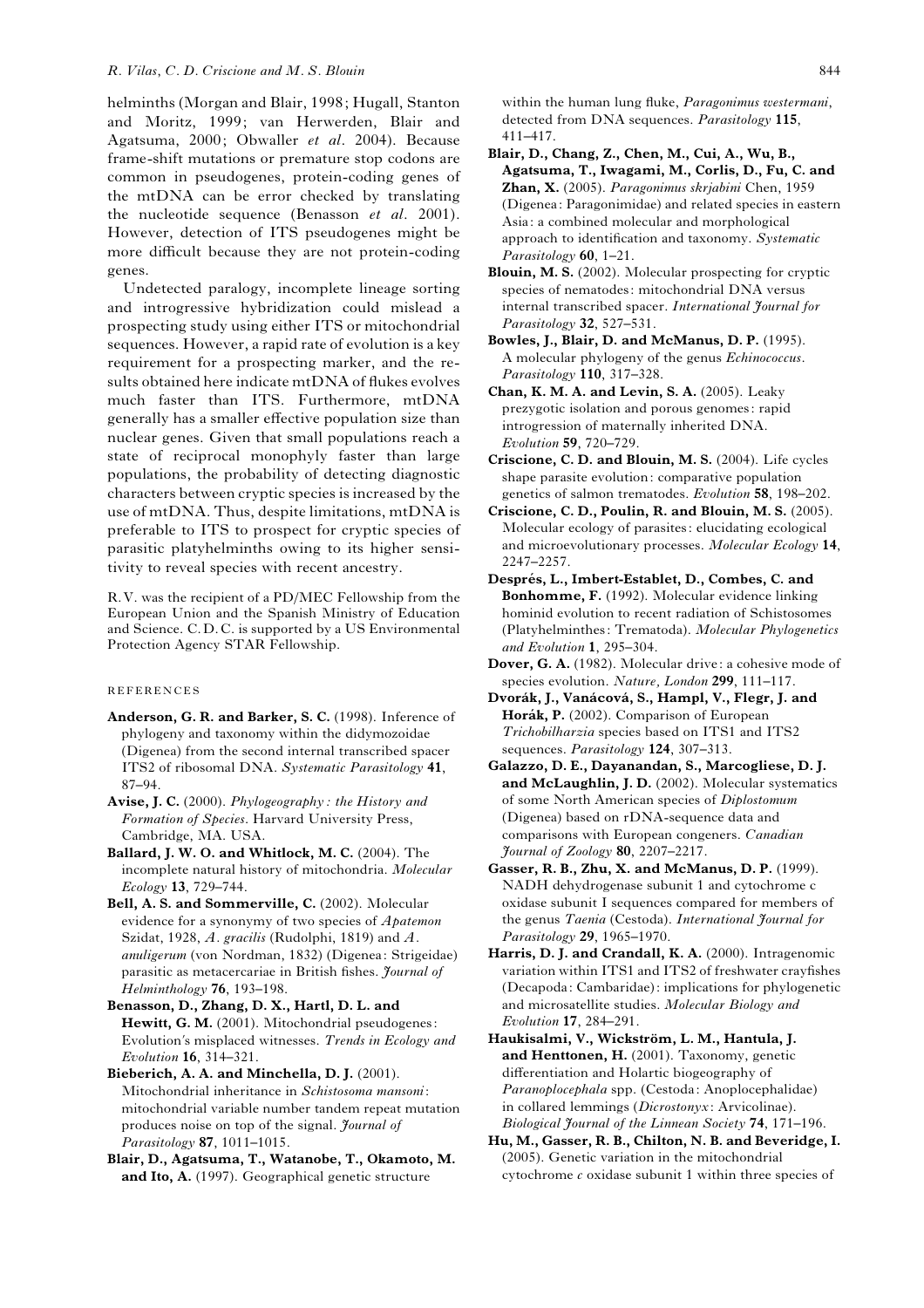helminths (Morgan and Blair, 1998; Hugall, Stanton and Moritz, 1999; van Herwerden, Blair and Agatsuma, 2000; Obwaller *et al*. 2004). Because frame-shift mutations or premature stop codons are common in pseudogenes, protein-coding genes of the mtDNA can be error checked by translating the nucleotide sequence (Benasson *et al*. 2001). However, detection of ITS pseudogenes might be more difficult because they are not protein-coding genes.

Undetected paralogy, incomplete lineage sorting and introgressive hybridization could mislead a prospecting study using either ITS or mitochondrial sequences. However, a rapid rate of evolution is a key requirement for a prospecting marker, and the results obtained here indicate mtDNA of flukes evolves much faster than ITS. Furthermore, mtDNA generally has a smaller effective population size than nuclear genes. Given that small populations reach a state of reciprocal monophyly faster than large populations, the probability of detecting diagnostic characters between cryptic species is increased by the use of mtDNA. Thus, despite limitations, mtDNA is preferable to ITS to prospect for cryptic species of parasitic platyhelminths owing to its higher sensitivity to reveal species with recent ancestry.

R.V. was the recipient of a PD/MEC Fellowship from the European Union and the Spanish Ministry of Education and Science. C.D.C. is supported by a US Environmental Protection Agency STAR Fellowship.

## REFERENCES

**Anderson, G. R. and Barker, S. C.** (1998). Inference of phylogeny and taxonomy within the didymozoidae (Digenea) from the second internal transcribed spacer ITS2 of ribosomal DNA. *Systematic Parasitology* **41**, 87–94.

**Avise, J. C.** (2000). *Phylogeography: the History and Formation of Species*. Harvard University Press, Cambridge, MA. USA.

**Ballard, J. W. O. and Whitlock, M. C.** (2004). The incomplete natural history of mitochondria. *Molecular Ecology* **13**, 729–744.

**Bell, A. S. and Sommerville, C.** (2002). Molecular evidence for a synonymy of two species of *Apatemon* Szidat, 1928, *A. gracilis* (Rudolphi, 1819) and *A. anuligerum* (von Nordman, 1832) (Digenea: Strigeidae) parasitic as metacercariae in British fishes. *Journal of Helminthology* **76**, 193–198.

**Benasson, D., Zhang, D. X., Hartl, D. L. and Hewitt, G. M.** (2001). Mitochondrial pseudogenes: Evolution's misplaced witnesses. *Trends in Ecology and Evolution* **16**, 314–321.

**Bieberich, A. A. and Minchella, D. J.** (2001). Mitochondrial inheritance in *Schistosoma mansoni*: mitochondrial variable number tandem repeat mutation produces noise on top of the signal. *Journal of Parasitology* **87**, 1011–1015.

**Blair, D., Agatsuma, T., Watanobe, T., Okamoto, M. and Ito, A.** (1997). Geographical genetic structure within the human lung fluke, *Paragonimus westermani*, detected from DNA sequences. *Parasitology* **115**, 411–417.

**Blair, D., Chang, Z., Chen, M., Cui, A., Wu, B., Agatsuma, T., Iwagami, M., Corlis, D., Fu, C. and Zhan, X.** (2005). *Paragonimus skrjabini* Chen, 1959 (Digenea: Paragonimidae) and related species in eastern Asia: a combined molecular and morphological approach to identification and taxonomy. *Systematic Parasitology* **60**, 1–21.

**Blouin, M. S.** (2002). Molecular prospecting for cryptic species of nematodes: mitochondrial DNA versus internal transcribed spacer. *International Journal for Parasitology* **32**, 527–531.

**Bowles, J., Blair, D. and McManus, D. P.** (1995). A molecular phylogeny of the genus *Echinococcus*. *Parasitology* **110**, 317–328.

**Chan, K. M. A. and Levin, S. A.** (2005). Leaky prezygotic isolation and porous genomes: rapid introgression of maternally inherited DNA. *Evolution* **59**, 720–729.

**Criscione, C. D. and Blouin, M. S.** (2004). Life cycles shape parasite evolution: comparative population genetics of salmon trematodes. *Evolution* **58**, 198–202.

**Criscione, C. D., Poulin, R. and Blouin, M. S.** (2005). Molecular ecology of parasites: elucidating ecological and microevolutionary processes. *Molecular Ecology* **14**, 2247–2257.

**Després, L., Imbert-Establet, D., Combes, C. and Bonhomme, F.** (1992). Molecular evidence linking hominid evolution to recent radiation of Schistosomes (Platyhelminthes: Trematoda). *Molecular Phylogenetics and Evolution* **1**, 295–304.

**Dover, G. A.** (1982). Molecular drive: a cohesive mode of species evolution. *Nature, London* **299**, 111–117.

**Dvorák, J., Vanácová, S., Hampl, V., Flegr, J. and Horák, P.** (2002). Comparison of European *Trichobilharzia* species based on ITS1 and ITS2 sequences. *Parasitology* **124**, 307–313.

**Galazzo, D. E., Dayanandan, S., Marcogliese, D. J. and McLaughlin, J. D.** (2002). Molecular systematics of some North American species of *Diplostomum* (Digenea) based on rDNA-sequence data and comparisons with European congeners. *Canadian Journal of Zoology* **80**, 2207–2217.

**Gasser, R. B., Zhu, X. and McManus, D. P.** (1999). NADH dehydrogenase subunit 1 and cytochrome c oxidase subunit I sequences compared for members of the genus *Taenia* (Cestoda). *International Journal for Parasitology* **29**, 1965–1970.

**Harris, D. J. and Crandall, K. A.** (2000). Intragenomic variation within ITS1 and ITS2 of freshwater crayfishes (Decapoda: Cambaridae): implications for phylogenetic and microsatellite studies. *Molecular Biology and Evolution* **17**, 284–291.

**Haukisalmi, V., Wickström, L. M., Hantula, J. and Henttonen, H.** (2001). Taxonomy, genetic differentiation and Holarctic biogeography of *Paranoplocephala* spp. (Cestoda: Anoplocephalidae) in collared lemmings (*Dicrostonyx*: Arvicolinae). *Biological Journal of the Linnean Society* **74**, 171–196.

**Hu, M., Gasser, R. B., Chilton, N. B. and Beveridge, I.** (2005). Genetic variation in the mitochondrial cytochrome *c* oxidase subunit 1 within three species of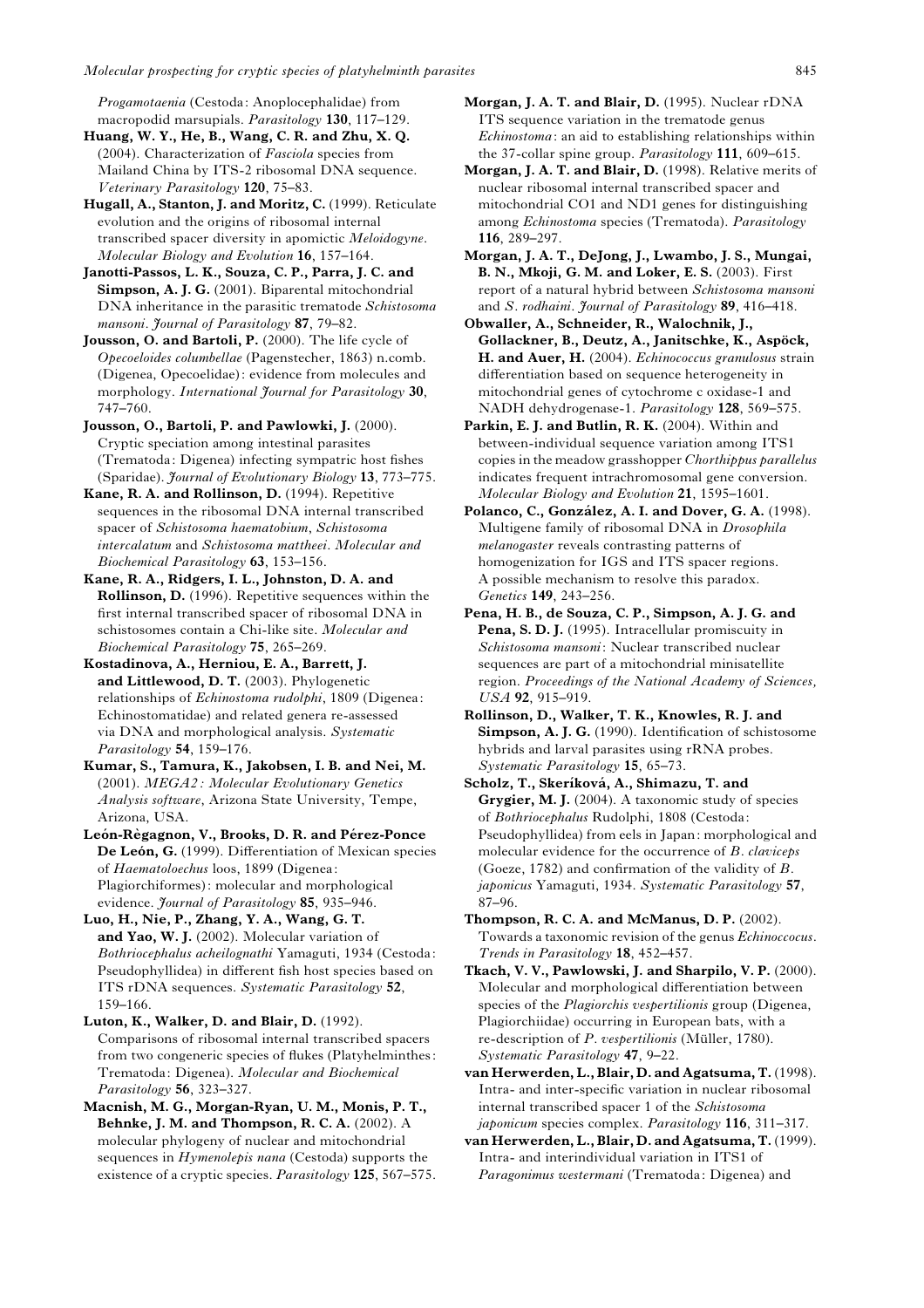*Progamotaenia* (Cestoda: Anoplocephalidae) from macropodid marsupials. *Parasitology* **130**, 117–129.

**Huang, W. Y., He, B., Wang, C. R. and Zhu, X. Q.** (2004). Characterization of *Fasciola* species from Mailand China by ITS-2 ribosomal DNA sequence. *Veterinary Parasitology* **120**, 75–83.

**Hugall, A., Stanton, J. and Moritz, C.** (1999). Reticulate evolution and the origins of ribosomal internal transcribed spacer diversity in apomictic *Meloidogyne*. *Molecular Biology and Evolution* **16**, 157–164.

**Janotti-Passos, L. K., Souza, C. P., Parra, J. C. and Simpson, A. J. G.** (2001). Biparental mitochondrial DNA inheritance in the parasitic trematode *Schistosoma mansoni*. *Journal of Parasitology* **87**, 79–82.

**Jousson, O. and Bartoli, P.** (2000). The life cycle of *Opecoeloides columbellae* (Pagenstecher, 1863) n.comb. (Digenea, Opecoelidae): evidence from molecules and morphology. *International Journal for Parasitology* **30**, 747–760.

**Jousson, O., Bartoli, P. and Pawlowki, J.** (2000). Cryptic speciation among intestinal parasites (Trematoda: Digenea) infecting sympatric host fishes (Sparidae). *Journal of Evolutionary Biology* **13**, 773–775.

**Kane, R. A. and Rollinson, D.** (1994). Repetitive sequences in the ribosomal DNA internal transcribed spacer of *Schistosoma haematobium*, *Schistosoma intercalatum* and *Schistosoma mattheei*. *Molecular and Biochemical Parasitology* **63**, 153–156.

**Kane, R. A., Ridgers, I. L., Johnston, D. A. and Rollinson, D.** (1996). Repetitive sequences within the first internal transcribed spacer of ribosomal DNA in schistosomes contain a Chi-like site. *Molecular and Biochemical Parasitology* **75**, 265–269.

**Kostadinova, A., Herniou, E. A., Barrett, J. and Littlewood, D. T.** (2003). Phylogenetic relationships of *Echinostoma rudolphi*, 1809 (Digenea: Echinostomatidae) and related genera re-assessed via DNA and morphological analysis. *Systematic Parasitology* **54**, 159–176.

**Kumar, S., Tamura, K., Jakobsen, I. B. and Nei, M.** (2001). *MEGA2: Molecular Evolutionary Genetics Analysis software*, Arizona State University, Tempe, Arizona, USA.

**León-Règagnon, V., Brooks, D. R. and Pérez-Ponce De León, G.** (1999). Differentiation of Mexican species of *Haematoloechus* loos, 1899 (Digenea: Plagiorchiformes): molecular and morphological evidence. *Journal of Parasitology* **85**, 935–946.

**Luo, H., Nie, P., Zhang, Y. A., Wang, G. T. and Yao, W. J.** (2002). Molecular variation of *Bothriocephalus acheilognathi* Yamaguti, 1934 (Cestoda: Pseudophyllidea) in different fish host species based on ITS rDNA sequences. *Systematic Parasitology* **52**, 159–166.

**Luton, K., Walker, D. and Blair, D.** (1992). Comparisons of ribosomal internal transcribed spacers from two congeneric species of flukes (Platyhelminthes: Trematoda: Digenea). *Molecular and Biochemical Parasitology* **56**, 323–327.

**Macnish, M. G., Morgan-Ryan, U. M., Monis, P. T., Behnke, J. M. and Thompson, R. C. A.** (2002). A molecular phylogeny of nuclear and mitochondrial sequences in *Hymenolepis nana* (Cestoda) supports the existence of a cryptic species. *Parasitology* **125**, 567–575.

**Morgan, J. A. T. and Blair, D.** (1995). Nuclear rDNA ITS sequence variation in the trematode genus *Echinostoma*: an aid to establishing relationships within the 37-collar spine group. *Parasitology* **111**, 609–615.

**Morgan, J. A. T. and Blair, D.** (1998). Relative merits of nuclear ribosomal internal transcribed spacer and mitochondrial CO1 and ND1 genes for distinguishing among *Echinostoma* species (Trematoda). *Parasitology* **116**, 289–297.

**Morgan, J. A. T., DeJong, J., Lwambo, J. S., Mungai, B. N., Mkoji, G. M. and Loker, E. S.** (2003). First report of a natural hybrid between *Schistosoma mansoni* and *S. rodhaini*. *Journal of Parasitology* **89**, 416–418.

**Obwaller, A., Schneider, R., Walochnik, J., Gollackner, B., Deutz, A., Janitschke, K., Aspöck, H. and Auer, H.** (2004). *Echinococcus granulosus* strain differentiation based on sequence heterogeneity in mitochondrial genes of cytochrome c oxidase-1 and NADH dehydrogenase-1. *Parasitology* **128**, 569–575.

**Parkin, E. J. and Butlin, R. K.** (2004). Within and between-individual sequence variation among ITS1 copies in the meadow grasshopper *Chorthippus parallelus* indicates frequent intrachromosomal gene conversion. *Molecular Biology and Evolution* **21**, 1595–1601.

**Polanco, C., González, A. I. and Dover, G. A.** (1998). Multigene family of ribosomal DNA in *Drosophila melanogaster* reveals contrasting patterns of homogenization for IGS and ITS spacer regions. A possible mechanism to resolve this paradox. *Genetics* **149**, 243–256.

**Pena, H. B., de Souza, C. P., Simpson, A. J. G. and Pena, S. D. J.** (1995). Intracellular promiscuity in *Schistosoma mansoni*: Nuclear transcribed nuclear sequences are part of a mitochondrial minisatellite region. *Proceedings of the National Academy of Sciences, USA* **92**, 915–919.

**Rollinson, D., Walker, T. K., Knowles, R. J. and Simpson, A. J. G.** (1990). Identification of schistosome hybrids and larval parasites using rRNA probes. *Systematic Parasitology* **15**, 65–73.

**Scholz, T., Skeríková, A., Shimazu, T. and Grygier, M. J.** (2004). A taxonomic study of species of *Bothriocephalus* Rudolphi, 1808 (Cestoda: Pseudophyllidea) from eels in Japan: morphological and molecular evidence for the occurrence of *B. claviceps* (Goeze, 1782) and confirmation of the validity of *B. japonicus* Yamaguti, 1934. *Systematic Parasitology* **57**, 87–96.

**Thompson, R. C. A. and McManus, D. P.** (2002). Towards a taxonomic revision of the genus *Echinoccocus*. *Trends in Parasitology* **18**, 452–457.

**Tkach, V. V., Pawlowski, J. and Sharpilo, V. P.** (2000). Molecular and morphological differentiation between species of the *Plagiorchis vespertilionis* group (Digenea, Plagiorchiidae) occurring in European bats, with a re-description of *P. vespertilionis* (Müller, 1780). *Systematic Parasitology* **47**, 9–22.

**van Herwerden, L., Blair, D. and Agatsuma, T.** (1998). Intra- and inter-specific variation in nuclear ribosomal internal transcribed spacer 1 of the *Schistosoma japonicum* species complex. *Parasitology* **116**, 311–317.

**van Herwerden, L., Blair, D. and Agatsuma, T.** (1999). Intra- and interindividual variation in ITS1 of *Paragonimus westermani* (Trematoda: Digenea) and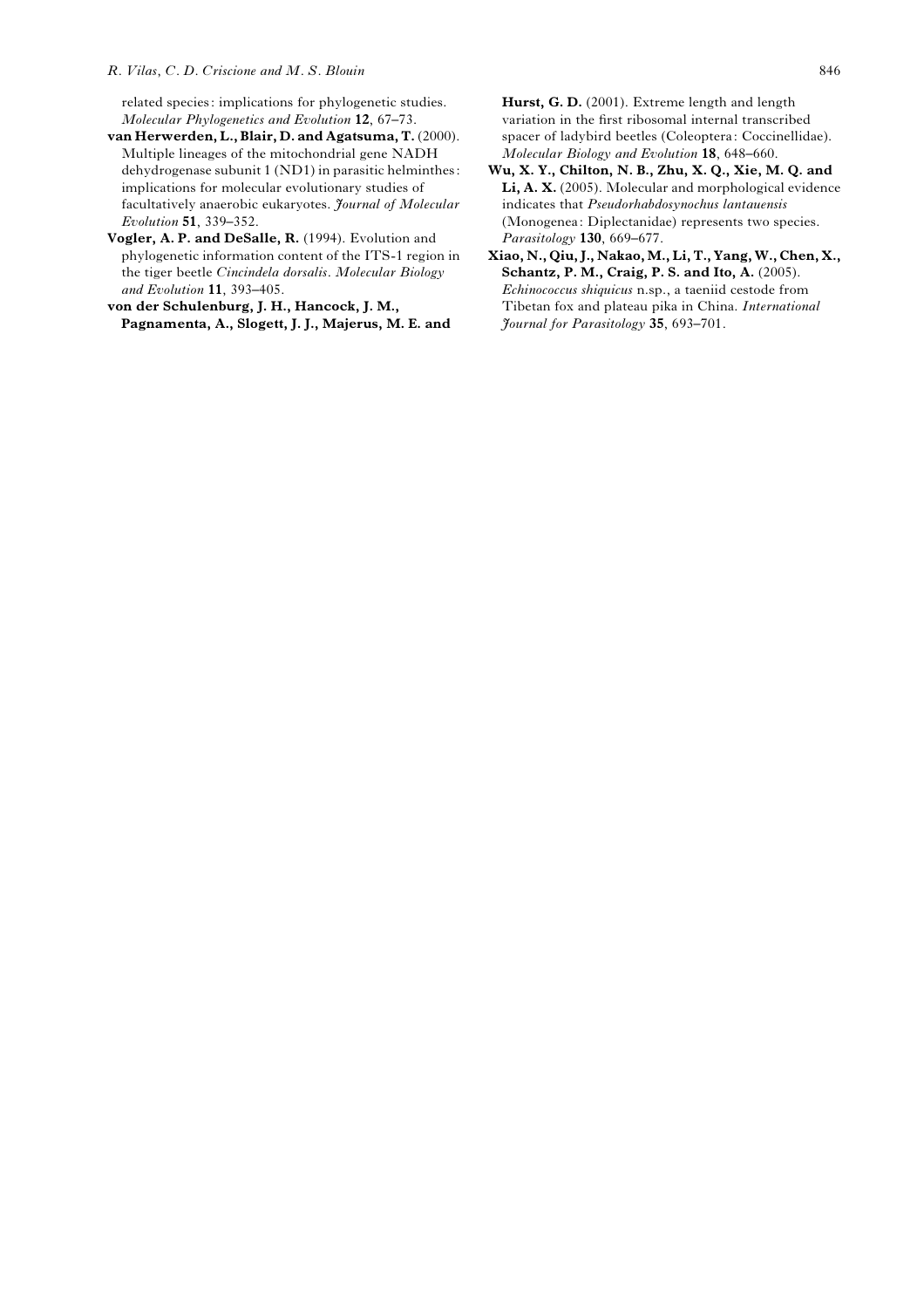related species: implications for phylogenetic studies. *Molecular Phylogenetics and Evolution* **12**, 67–73.

**van Herwerden, L., Blair, D. and Agatsuma, T.** (2000). Multiple lineages of the mitochondrial gene NADH dehydrogenase subunit 1 (ND1) in parasitic helminthes: implications for molecular evolutionary studies of facultatively anaerobic eukaryotes. *Journal of Molecular Evolution* **51**, 339–352.

**Vogler, A. P. and DeSalle, R.** (1994). Evolution and phylogenetic information content of the ITS-1 region in the tiger beetle *Cincindela dorsalis*. *Molecular Biology and Evolution* **11**, 393–405.

**von der Schulenburg, J. H., Hancock, J. M., Pagnamenta, A., Slogett, J. J., Majerus, M. E. and Hurst, G. D.** (2001). Extreme length and length variation in the first ribosomal internal transcribed spacer of ladybird beetles (Coleoptera: Coccinellidae). *Molecular Biology and Evolution* **18**, 648–660.

**Wu, X. Y., Chilton, N. B., Zhu, X. Q., Xie, M. Q. and Li, A. X.** (2005). Molecular and morphological evidence indicates that *Pseudorhabdosynochus lantauensis* (Monogenea: Diplectanidae) represents two species. *Parasitology* **130**, 669–677.

**Xiao, N., Qiu, J., Nakao, M., Li, T., Yang, W., Chen, X., Schantz, P. M., Craig, P. S. and Ito, A.** (2005). *Echinococcus shiquicus* n.sp., a taeniid cestode from Tibetan fox and plateau pika in China. *International Journal for Parasitology* **35**, 693–701.